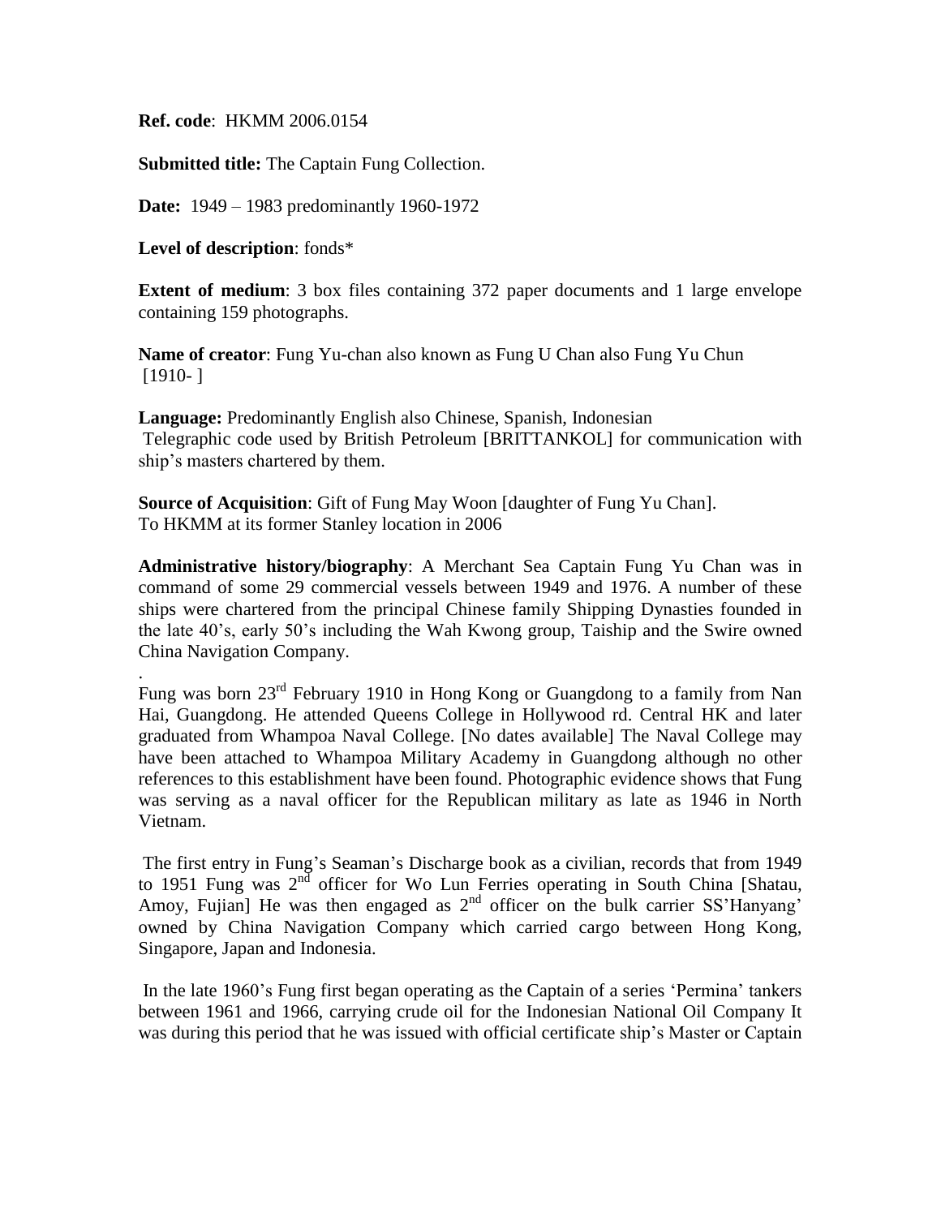**Ref. code**: HKMM 2006.0154

**Submitted title:** The Captain Fung Collection.

**Date:** 1949 – 1983 predominantly 1960-1972

**Level of description**: fonds*

**Extent of medium**: 3 box files containing 372 paper documents and 1 large envelope containing 159 photographs.

**Name of creator**: Fung Yu-chan also known as Fung U Chan also Fung Yu Chun [1910- ]

**Language:** Predominantly English also Chinese, Spanish, Indonesian
Telegraphic code used by British Petroleum [BRITTANKOL] for communication with ship's masters chartered by them.

**Source of Acquisition**: Gift of Fung May Woon [daughter of Fung Yu Chan].
To HKMM at its former Stanley location in 2006

**Administrative history/biography**: A Merchant Sea Captain Fung Yu Chan was in command of some 29 commercial vessels between 1949 and 1976. A number of these ships were chartered from the principal Chinese family Shipping Dynasties founded in the late 40's, early 50's including the Wah Kwong group, Taiship and the Swire owned China Navigation Company.

.
Fung was born 23rd February 1910 in Hong Kong or Guangdong to a family from Nan Hai, Guangdong. He attended Queens College in Hollywood rd. Central HK and later graduated from Whampoa Naval College. [No dates available] The Naval College may have been attached to Whampoa Military Academy in Guangdong although no other references to this establishment have been found. Photographic evidence shows that Fung was serving as a naval officer for the Republican military as late as 1946 in North Vietnam.

The first entry in Fung's Seaman's Discharge book as a civilian, records that from 1949 to 1951 Fung was 2nd officer for Wo Lun Ferries operating in South China [Shatau, Amoy, Fujian] He was then engaged as 2nd officer on the bulk carrier SS'Hanyang' owned by China Navigation Company which carried cargo between Hong Kong, Singapore, Japan and Indonesia.

In the late 1960's Fung first began operating as the Captain of a series 'Permina' tankers between 1961 and 1966, carrying crude oil for the Indonesian National Oil Company It was during this period that he was issued with official certificate ship's Master or Captain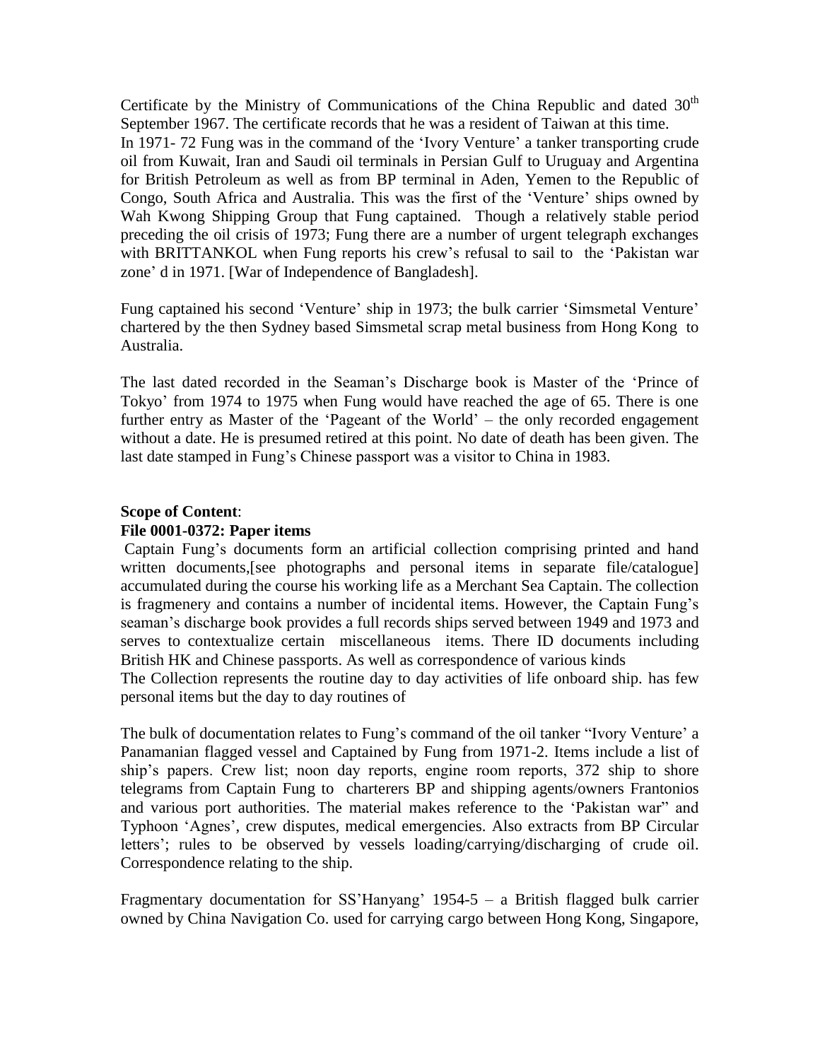Certificate by the Ministry of Communications of the China Republic and dated 30th September 1967. The certificate records that he was a resident of Taiwan at this time.
In 1971- 72 Fung was in the command of the 'Ivory Venture' a tanker transporting crude oil from Kuwait, Iran and Saudi oil terminals in Persian Gulf to Uruguay and Argentina for British Petroleum as well as from BP terminal in Aden, Yemen to the Republic of Congo, South Africa and Australia. This was the first of the 'Venture' ships owned by Wah Kwong Shipping Group that Fung captained. Though a relatively stable period preceding the oil crisis of 1973; Fung there are a number of urgent telegraph exchanges with BRITTANKOL when Fung reports his crew's refusal to sail to the 'Pakistan war zone' d in 1971. [War of Independence of Bangladesh].

Fung captained his second 'Venture' ship in 1973; the bulk carrier 'Simsmetal Venture' chartered by the then Sydney based Simsmetal scrap metal business from Hong Kong to Australia.

The last dated recorded in the Seaman's Discharge book is Master of the 'Prince of Tokyo' from 1974 to 1975 when Fung would have reached the age of 65. There is one further entry as Master of the 'Pageant of the World' – the only recorded engagement without a date. He is presumed retired at this point. No date of death has been given. The last date stamped in Fung's Chinese passport was a visitor to China in 1983.

**Scope of Content**:

**File 0001-0372: Paper items**

Captain Fung's documents form an artificial collection comprising printed and hand written documents,[see photographs and personal items in separate file/catalogue] accumulated during the course his working life as a Merchant Sea Captain. The collection is fragmenery and contains a number of incidental items. However, the Captain Fung's seaman's discharge book provides a full records ships served between 1949 and 1973 and serves to contextualize certain miscellaneous items. There ID documents including British HK and Chinese passports. As well as correspondence of various kinds
The Collection represents the routine day to day activities of life onboard ship. has few personal items but the day to day routines of

The bulk of documentation relates to Fung's command of the oil tanker "Ivory Venture' a Panamanian flagged vessel and Captained by Fung from 1971-2. Items include a list of ship's papers. Crew list; noon day reports, engine room reports, 372 ship to shore telegrams from Captain Fung to charterers BP and shipping agents/owners Frantonios and various port authorities. The material makes reference to the 'Pakistan war" and Typhoon 'Agnes', crew disputes, medical emergencies. Also extracts from BP Circular letters'; rules to be observed by vessels loading/carrying/discharging of crude oil. Correspondence relating to the ship.

Fragmentary documentation for SS'Hanyang' 1954-5 – a British flagged bulk carrier owned by China Navigation Co. used for carrying cargo between Hong Kong, Singapore,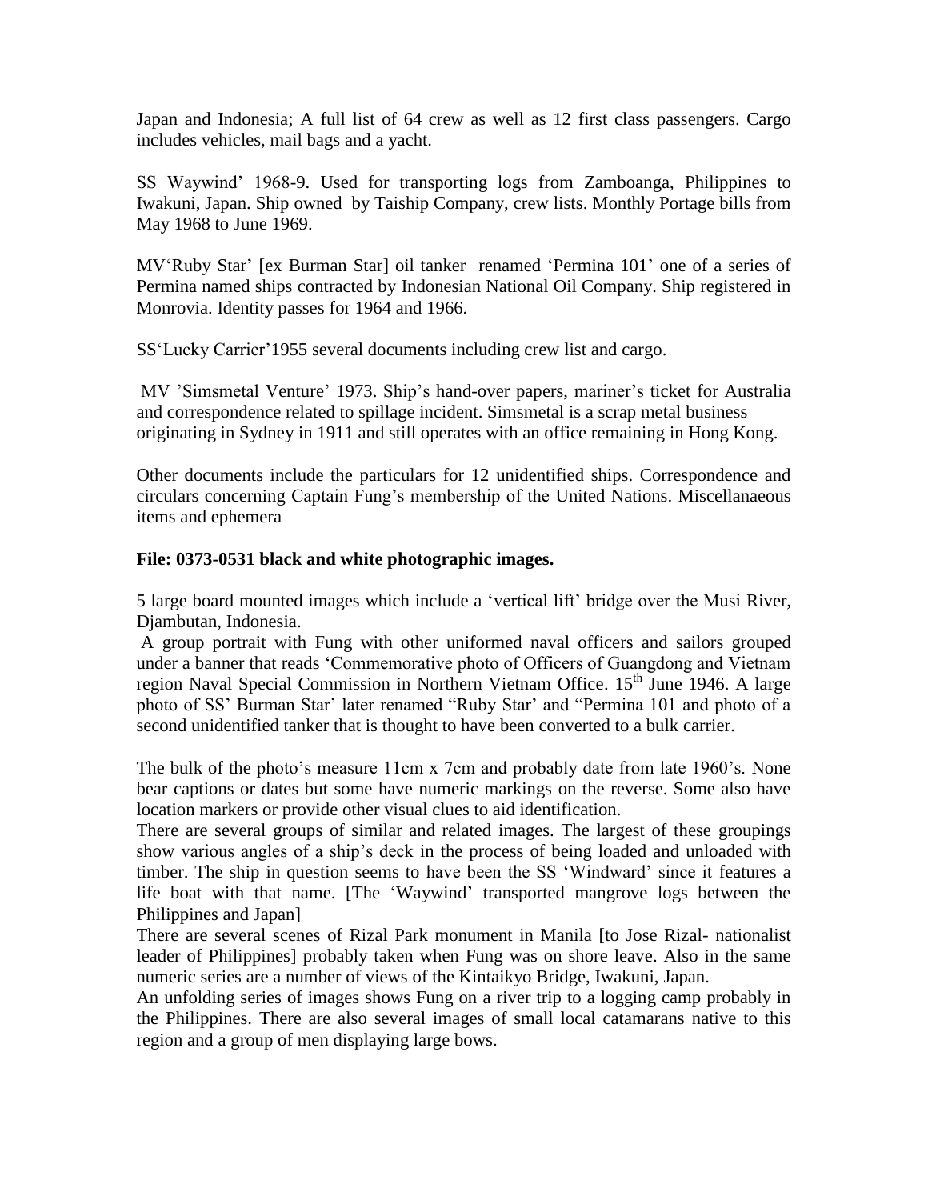Japan and Indonesia; A full list of 64 crew as well as 12 first class passengers. Cargo includes vehicles, mail bags and a yacht.

SS Waywind' 1968-9. Used for transporting logs from Zamboanga, Philippines to Iwakuni, Japan. Ship owned by Taiship Company, crew lists. Monthly Portage bills from May 1968 to June 1969.

MV'Ruby Star' [ex Burman Star] oil tanker renamed 'Permina 101' one of a series of Permina named ships contracted by Indonesian National Oil Company. Ship registered in Monrovia. Identity passes for 1964 and 1966.

SS'Lucky Carrier'1955 several documents including crew list and cargo.

MV 'Simsmetal Venture' 1973. Ship's hand-over papers, mariner's ticket for Australia and correspondence related to spillage incident. Simsmetal is a scrap metal business originating in Sydney in 1911 and still operates with an office remaining in Hong Kong.

Other documents include the particulars for 12 unidentified ships. Correspondence and circulars concerning Captain Fung's membership of the United Nations. Miscellanaeous items and ephemera

**File: 0373-0531 black and white photographic images.**

5 large board mounted images which include a 'vertical lift' bridge over the Musi River, Djambutan, Indonesia.

A group portrait with Fung with other uniformed naval officers and sailors grouped under a banner that reads 'Commemorative photo of Officers of Guangdong and Vietnam region Naval Special Commission in Northern Vietnam Office. 15th June 1946. A large photo of SS' Burman Star' later renamed "Ruby Star' and "Permina 101 and photo of a second unidentified tanker that is thought to have been converted to a bulk carrier.

The bulk of the photo's measure 11cm x 7cm and probably date from late 1960's. None bear captions or dates but some have numeric markings on the reverse. Some also have location markers or provide other visual clues to aid identification.
There are several groups of similar and related images. The largest of these groupings show various angles of a ship's deck in the process of being loaded and unloaded with timber. The ship in question seems to have been the SS 'Windward' since it features a life boat with that name. [The 'Waywind' transported mangrove logs between the Philippines and Japan]
There are several scenes of Rizal Park monument in Manila [to Jose Rizal- nationalist leader of Philippines] probably taken when Fung was on shore leave. Also in the same numeric series are a number of views of the Kintaikyo Bridge, Iwakuni, Japan.
An unfolding series of images shows Fung on a river trip to a logging camp probably in the Philippines. There are also several images of small local catamarans native to this region and a group of men displaying large bows.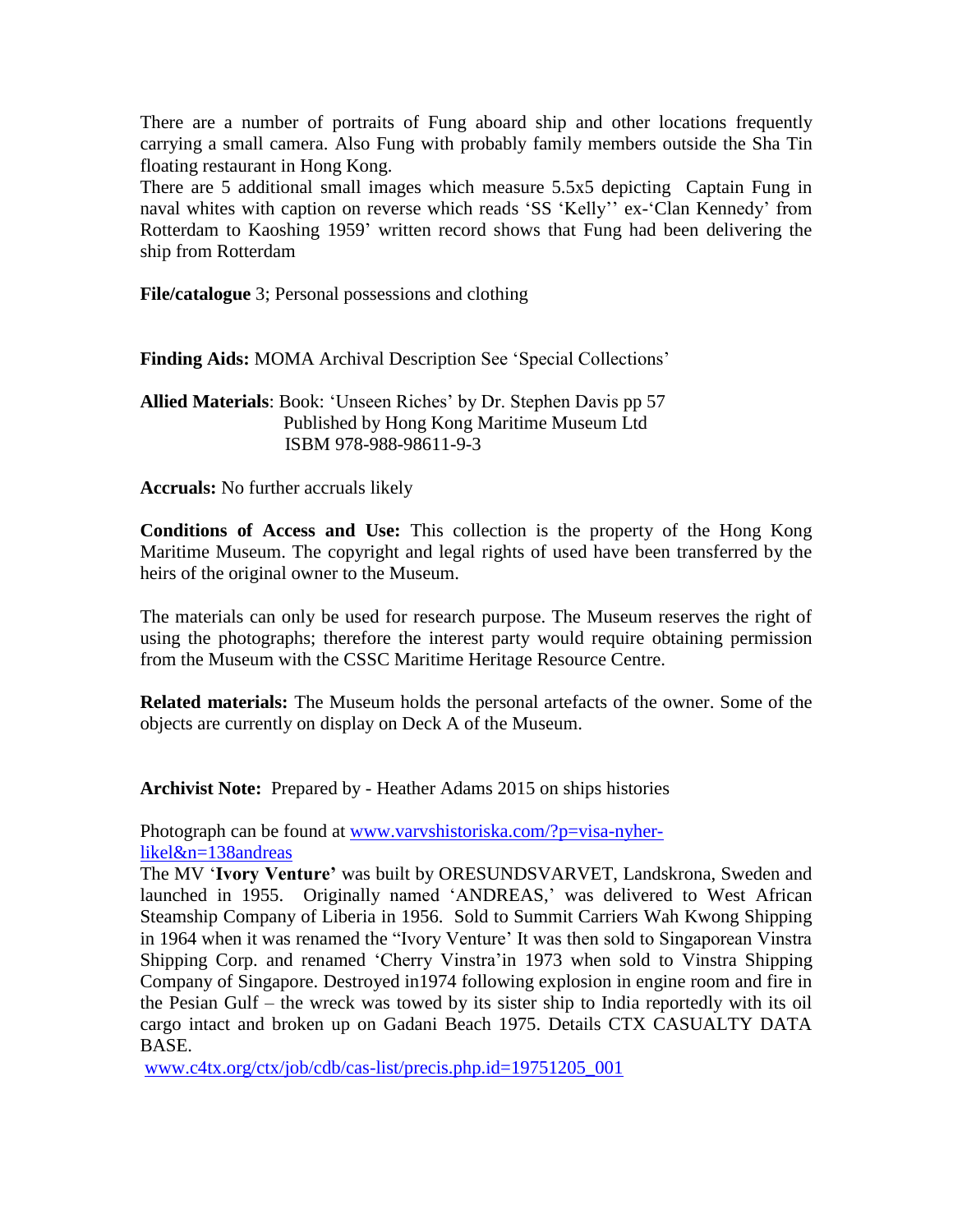There are a number of portraits of Fung aboard ship and other locations frequently carrying a small camera. Also Fung with probably family members outside the Sha Tin floating restaurant in Hong Kong.
There are 5 additional small images which measure 5.5x5 depicting Captain Fung in naval whites with caption on reverse which reads 'SS 'Kelly'' ex-'Clan Kennedy' from Rotterdam to Kaoshing 1959' written record shows that Fung had been delivering the ship from Rotterdam

**File/catalogue** 3; Personal possessions and clothing

**Finding Aids:** MOMA Archival Description See 'Special Collections'

**Allied Materials**: Book: 'Unseen Riches' by Dr. Stephen Davis pp 57
Published by Hong Kong Maritime Museum Ltd
ISBM 978-988-98611-9-3

**Accruals:** No further accruals likely

**Conditions of Access and Use:** This collection is the property of the Hong Kong Maritime Museum. The copyright and legal rights of used have been transferred by the heirs of the original owner to the Museum.

The materials can only be used for research purpose. The Museum reserves the right of using the photographs; therefore the interest party would require obtaining permission from the Museum with the CSSC Maritime Heritage Resource Centre.

**Related materials:** The Museum holds the personal artefacts of the owner. Some of the objects are currently on display on Deck A of the Museum.

**Archivist Note:** Prepared by - Heather Adams 2015 on ships histories

Photograph can be found at [www.varvshistoriska.com/?p=visa-nyher-likel&n=138andreas](www.varvshistoriska.com/?p=visa-nyher-likel&n=138andreas)
The MV '**Ivory Venture'** was built by ORESUNDSVARVET, Landskrona, Sweden and launched in 1955. Originally named 'ANDREAS,' was delivered to West African Steamship Company of Liberia in 1956. Sold to Summit Carriers Wah Kwong Shipping in 1964 when it was renamed the "Ivory Venture' It was then sold to Singaporean Vinstra Shipping Corp. and renamed 'Cherry Vinstra'in 1973 when sold to Vinstra Shipping Company of Singapore. Destroyed in1974 following explosion in engine room and fire in the Pesian Gulf – the wreck was towed by its sister ship to India reportedly with its oil cargo intact and broken up on Gadani Beach 1975. Details CTX CASUALTY DATA BASE.
[www.c4tx.org/ctx/job/cdb/cas-list/precis.php.id=19751205_001](www.c4tx.org/ctx/job/cdb/cas-list/precis.php.id=19751205_001)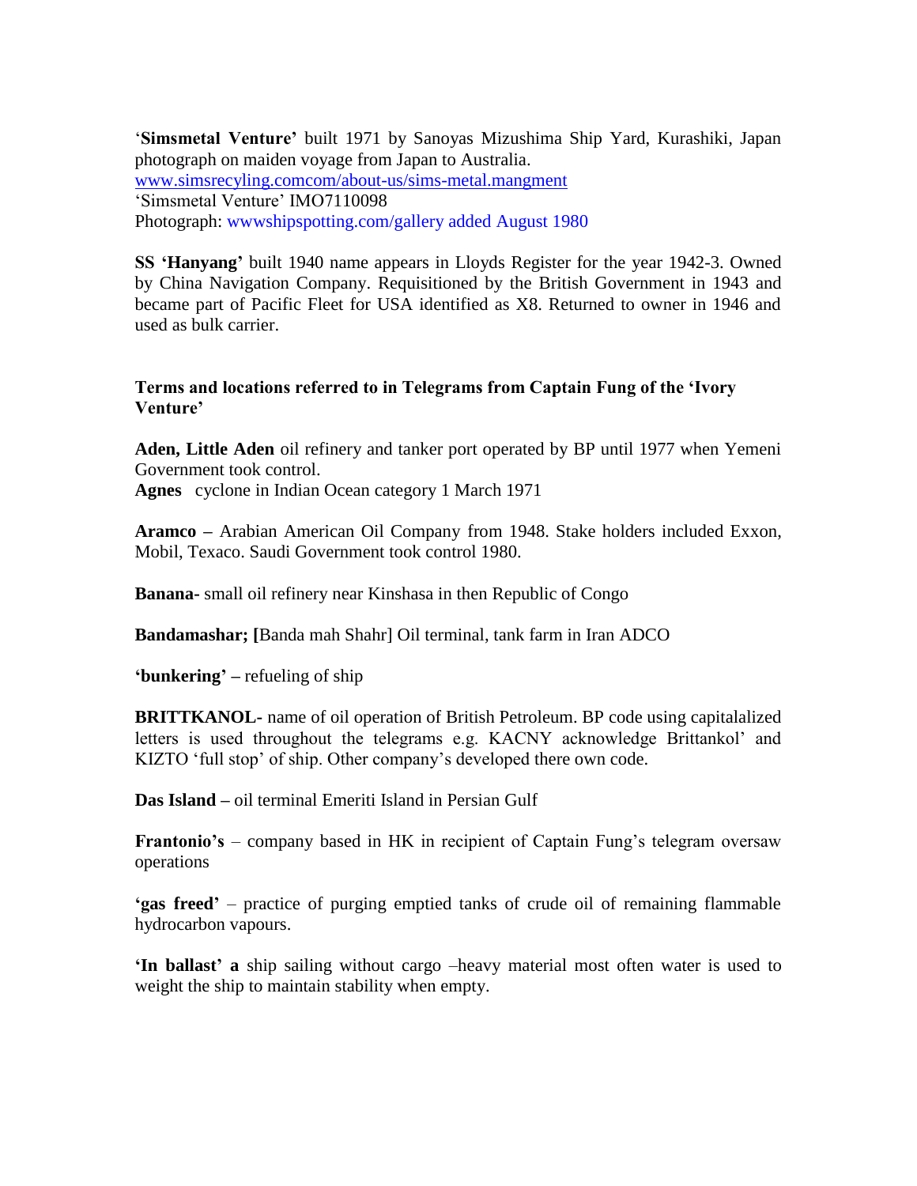'**Simsmetal Venture'** built 1971 by Sanoyas Mizushima Ship Yard, Kurashiki, Japan photograph on maiden voyage from Japan to Australia.
www.simsrecyling.comcom/about-us/sims-metal.mangment
'Simsmetal Venture' IMO7110098
Photograph: wwwshipspotting.com/gallery added August 1980

**SS 'Hanyang'** built 1940 name appears in Lloyds Register for the year 1942-3. Owned by China Navigation Company. Requisitioned by the British Government in 1943 and became part of Pacific Fleet for USA identified as X8. Returned to owner in 1946 and used as bulk carrier.

**Terms and locations referred to in Telegrams from Captain Fung of the 'Ivory Venture'**

**Aden, Little Aden** oil refinery and tanker port operated by BP until 1977 when Yemeni Government took control.
**Agnes** cyclone in Indian Ocean category 1 March 1971

**Aramco –** Arabian American Oil Company from 1948. Stake holders included Exxon, Mobil, Texaco. Saudi Government took control 1980.

**Banana-** small oil refinery near Kinshasa in then Republic of Congo

**Bandamashar; [**Banda mah Shahr] Oil terminal, tank farm in Iran ADCO

**'bunkering' –** refueling of ship

**BRITTKANOL-** name of oil operation of British Petroleum. BP code using capitalalized letters is used throughout the telegrams e.g. KACNY acknowledge Brittankol' and KIZTO 'full stop' of ship. Other company's developed there own code.

**Das Island –** oil terminal Emeriti Island in Persian Gulf

**Frantonio's** – company based in HK in recipient of Captain Fung's telegram oversaw operations

**'gas freed'** – practice of purging emptied tanks of crude oil of remaining flammable hydrocarbon vapours.

**'In ballast' a** ship sailing without cargo –heavy material most often water is used to weight the ship to maintain stability when empty.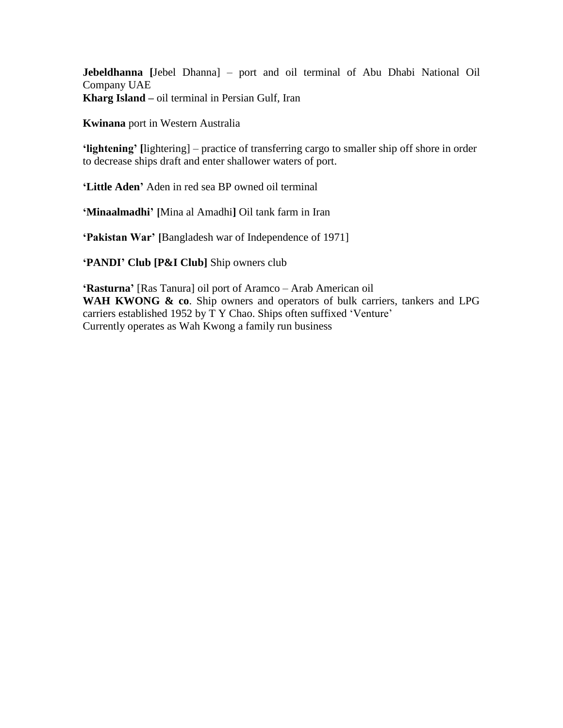**Jebeldhanna [**Jebel Dhanna] – port and oil terminal of Abu Dhabi National Oil Company UAE
**Kharg Island –** oil terminal in Persian Gulf, Iran

**Kwinana** port in Western Australia

**'lightening' [**lightering] – practice of transferring cargo to smaller ship off shore in order to decrease ships draft and enter shallower waters of port.

**'Little Aden'** Aden in red sea BP owned oil terminal

**'Minaalmadhi' [**Mina al Amadhi**]** Oil tank farm in Iran

**'Pakistan War' [**Bangladesh war of Independence of 1971]

**'PANDI' Club [P&I Club]** Ship owners club

**'Rasturna'** [Ras Tanura] oil port of Aramco – Arab American oil
**WAH KWONG & co**. Ship owners and operators of bulk carriers, tankers and LPG carriers established 1952 by T Y Chao. Ships often suffixed 'Venture'
Currently operates as Wah Kwong a family run business